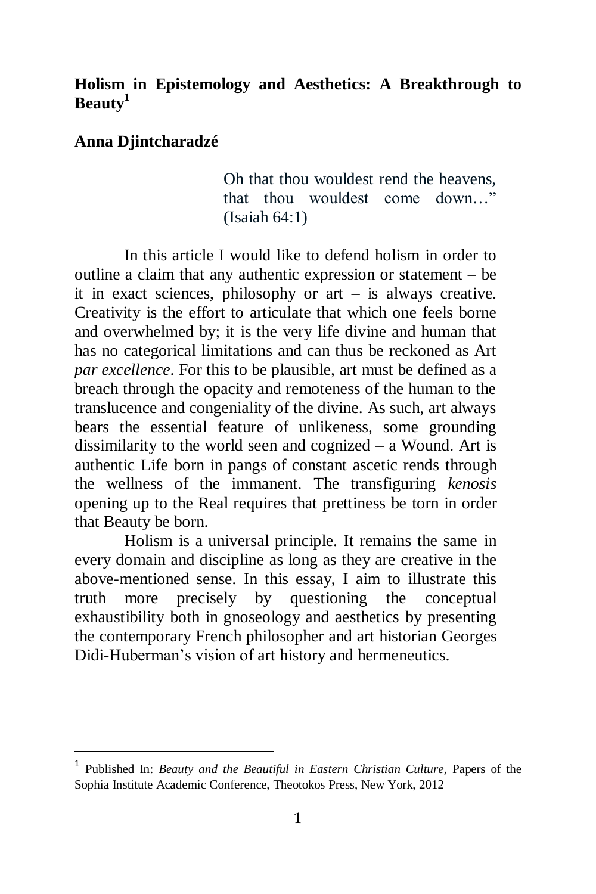# **Holism in Epistemology and Aesthetics: A Breakthrough to Beauty**[1]

**Anna Djintcharadzé**

> Oh that thou wouldest rend the heavens, that thou wouldest come down…" (Isaiah 64:1)

In this article I would like to defend holism in order to outline a claim that any authentic expression or statement – be it in exact sciences, philosophy or art – is always creative. Creativity is the effort to articulate that which one feels borne and overwhelmed by; it is the very life divine and human that has no categorical limitations and can thus be reckoned as Art *par excellence*. For this to be plausible, art must be defined as a breach through the opacity and remoteness of the human to the translucence and congeniality of the divine. As such, art always bears the essential feature of unlikeness, some grounding dissimilarity to the world seen and cognized – a Wound. Art is authentic Life born in pangs of constant ascetic rends through the wellness of the immanent. The transfiguring *kenosis* opening up to the Real requires that prettiness be torn in order that Beauty be born.

Holism is a universal principle. It remains the same in every domain and discipline as long as they are creative in the above-mentioned sense. In this essay, I aim to illustrate this truth more precisely by questioning the conceptual exhaustibility both in gnoseology and aesthetics by presenting the contemporary French philosopher and art historian Georges Didi-Huberman's vision of art history and hermeneutics.

---

[1] Published In: *Beauty and the Beautiful in Eastern Christian Culture*, Papers of the Sophia Institute Academic Conference, Theotokos Press, New York, 2012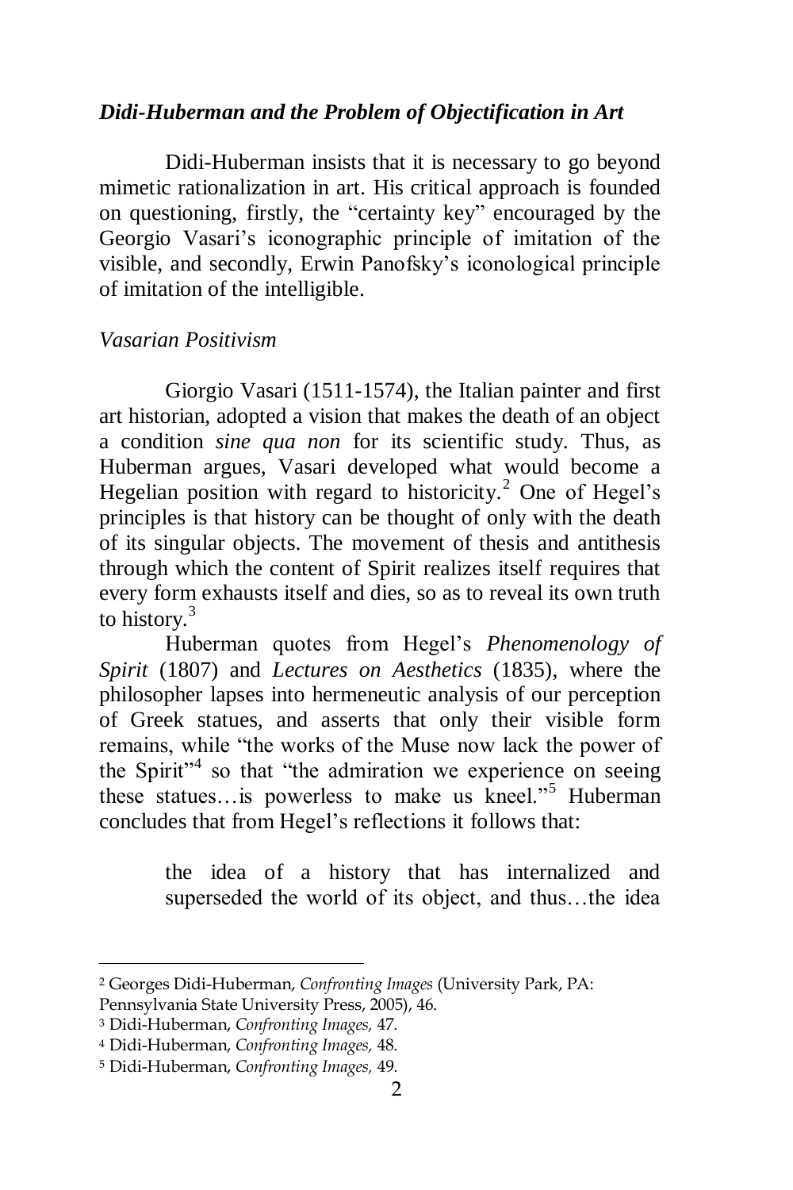### *Didi-Huberman and the Problem of Objectification in Art*

Didi-Huberman insists that it is necessary to go beyond mimetic rationalization in art. His critical approach is founded on questioning, firstly, the "certainty key" encouraged by the Georgio Vasari's iconographic principle of imitation of the visible, and secondly, Erwin Panofsky's iconological principle of imitation of the intelligible.

#### *Vasarian Positivism*

Giorgio Vasari (1511-1574), the Italian painter and first art historian, adopted a vision that makes the death of an object a condition *sine qua non* for its scientific study. Thus, as Huberman argues, Vasari developed what would become a Hegelian position with regard to historicity.[2] One of Hegel's principles is that history can be thought of only with the death of its singular objects. The movement of thesis and antithesis through which the content of Spirit realizes itself requires that every form exhausts itself and dies, so as to reveal its own truth to history.[3]

Huberman quotes from Hegel's *Phenomenology of Spirit* (1807) and *Lectures on Aesthetics* (1835), where the philosopher lapses into hermeneutic analysis of our perception of Greek statues, and asserts that only their visible form remains, while "the works of the Muse now lack the power of the Spirit"[4] so that "the admiration we experience on seeing these statues…is powerless to make us kneel."[5] Huberman concludes that from Hegel's reflections it follows that:

> the idea of a history that has internalized and superseded the world of its object, and thus…the idea

---

[2] Georges Didi-Huberman, *Confronting Images* (University Park, PA: Pennsylvania State University Press, 2005), 46.

[3] Didi-Huberman, *Confronting Images,* 47.

[4] Didi-Huberman, *Confronting Images,* 48.

[5] Didi-Huberman, *Confronting Images,* 49.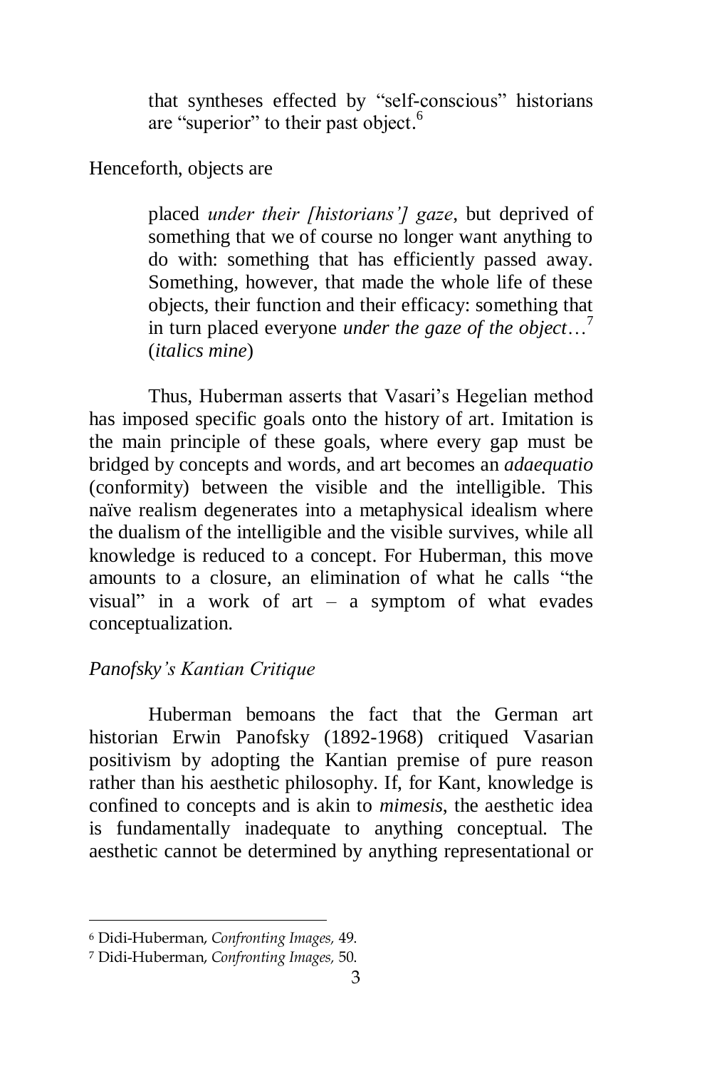> that syntheses effected by "self-conscious" historians are "superior" to their past object.[6]

Henceforth, objects are

> placed *under their [historians'] gaze*, but deprived of something that we of course no longer want anything to do with: something that has efficiently passed away. Something, however, that made the whole life of these objects, their function and their efficacy: something that in turn placed everyone *under the gaze of the object*…[7] (*italics mine*)

Thus, Huberman asserts that Vasari's Hegelian method has imposed specific goals onto the history of art. Imitation is the main principle of these goals, where every gap must be bridged by concepts and words, and art becomes an *adaequatio* (conformity) between the visible and the intelligible. This naïve realism degenerates into a metaphysical idealism where the dualism of the intelligible and the visible survives, while all knowledge is reduced to a concept. For Huberman, this move amounts to a closure, an elimination of what he calls "the visual" in a work of art – a symptom of what evades conceptualization.

### *Panofsky's Kantian Critique*

Huberman bemoans the fact that the German art historian Erwin Panofsky (1892-1968) critiqued Vasarian positivism by adopting the Kantian premise of pure reason rather than his aesthetic philosophy. If, for Kant, knowledge is confined to concepts and is akin to *mimesis*, the aesthetic idea is fundamentally inadequate to anything conceptual. The aesthetic cannot be determined by anything representational or

---

[6] Didi-Huberman, *Confronting Images,* 49.

[7] Didi-Huberman, *Confronting Images,* 50.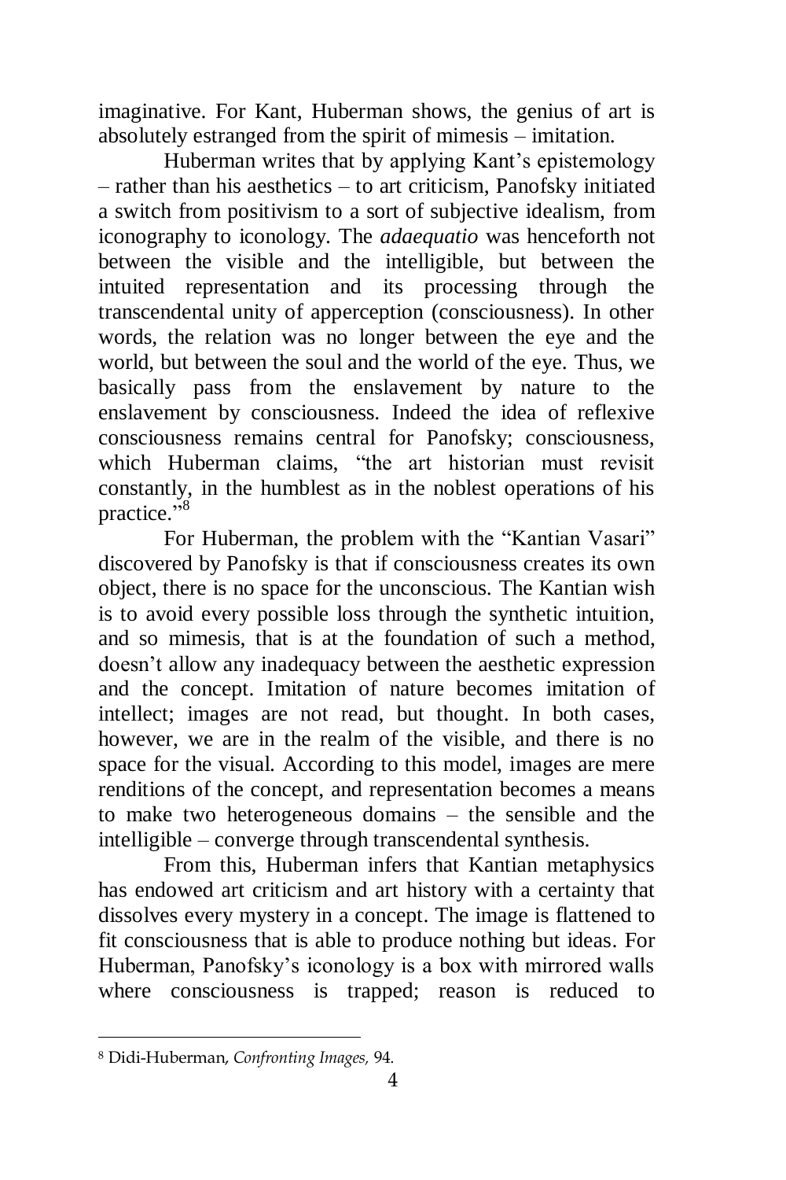imaginative. For Kant, Huberman shows, the genius of art is absolutely estranged from the spirit of mimesis – imitation.

Huberman writes that by applying Kant's epistemology – rather than his aesthetics – to art criticism, Panofsky initiated a switch from positivism to a sort of subjective idealism, from iconography to iconology. The *adaequatio* was henceforth not between the visible and the intelligible, but between the intuited representation and its processing through the transcendental unity of apperception (consciousness). In other words, the relation was no longer between the eye and the world, but between the soul and the world of the eye. Thus, we basically pass from the enslavement by nature to the enslavement by consciousness. Indeed the idea of reflexive consciousness remains central for Panofsky; consciousness, which Huberman claims, "the art historian must revisit constantly, in the humblest as in the noblest operations of his practice."[8]

For Huberman, the problem with the "Kantian Vasari" discovered by Panofsky is that if consciousness creates its own object, there is no space for the unconscious. The Kantian wish is to avoid every possible loss through the synthetic intuition, and so mimesis, that is at the foundation of such a method, doesn't allow any inadequacy between the aesthetic expression and the concept. Imitation of nature becomes imitation of intellect; images are not read, but thought. In both cases, however, we are in the realm of the visible, and there is no space for the visual. According to this model, images are mere renditions of the concept, and representation becomes a means to make two heterogeneous domains – the sensible and the intelligible – converge through transcendental synthesis.

From this, Huberman infers that Kantian metaphysics has endowed art criticism and art history with a certainty that dissolves every mystery in a concept. The image is flattened to fit consciousness that is able to produce nothing but ideas. For Huberman, Panofsky's iconology is a box with mirrored walls where consciousness is trapped; reason is reduced to

[8] Didi-Huberman, *Confronting Images,* 94.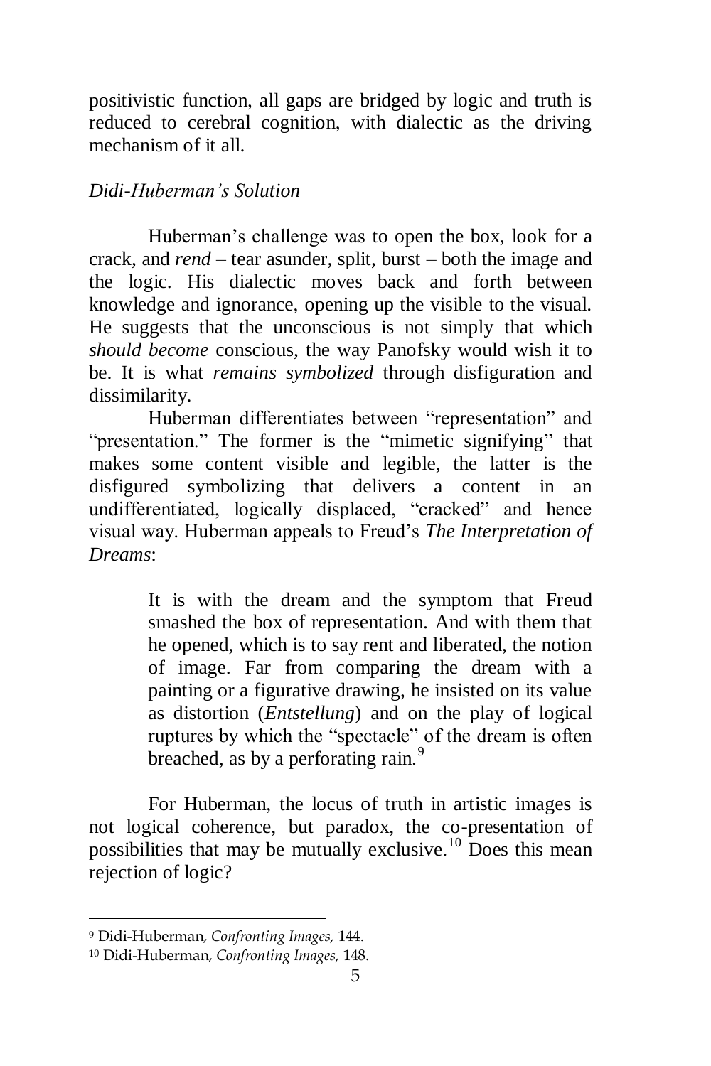positivistic function, all gaps are bridged by logic and truth is reduced to cerebral cognition, with dialectic as the driving mechanism of it all.

### *Didi-Huberman's Solution*

Huberman's challenge was to open the box, look for a crack, and *rend* – tear asunder, split, burst – both the image and the logic. His dialectic moves back and forth between knowledge and ignorance, opening up the visible to the visual. He suggests that the unconscious is not simply that which *should become* conscious, the way Panofsky would wish it to be. It is what *remains symbolized* through disfiguration and dissimilarity.

Huberman differentiates between "representation" and "presentation." The former is the "mimetic signifying" that makes some content visible and legible, the latter is the disfigured symbolizing that delivers a content in an undifferentiated, logically displaced, "cracked" and hence visual way. Huberman appeals to Freud's *The Interpretation of Dreams*:

> It is with the dream and the symptom that Freud smashed the box of representation. And with them that he opened, which is to say rent and liberated, the notion of image. Far from comparing the dream with a painting or a figurative drawing, he insisted on its value as distortion (*Entstellung*) and on the play of logical ruptures by which the "spectacle" of the dream is often breached, as by a perforating rain.[9]

For Huberman, the locus of truth in artistic images is not logical coherence, but paradox, the co-presentation of possibilities that may be mutually exclusive.[10] Does this mean rejection of logic?

---

[9] Didi-Huberman, *Confronting Images,* 144.

[10] Didi-Huberman, *Confronting Images,* 148.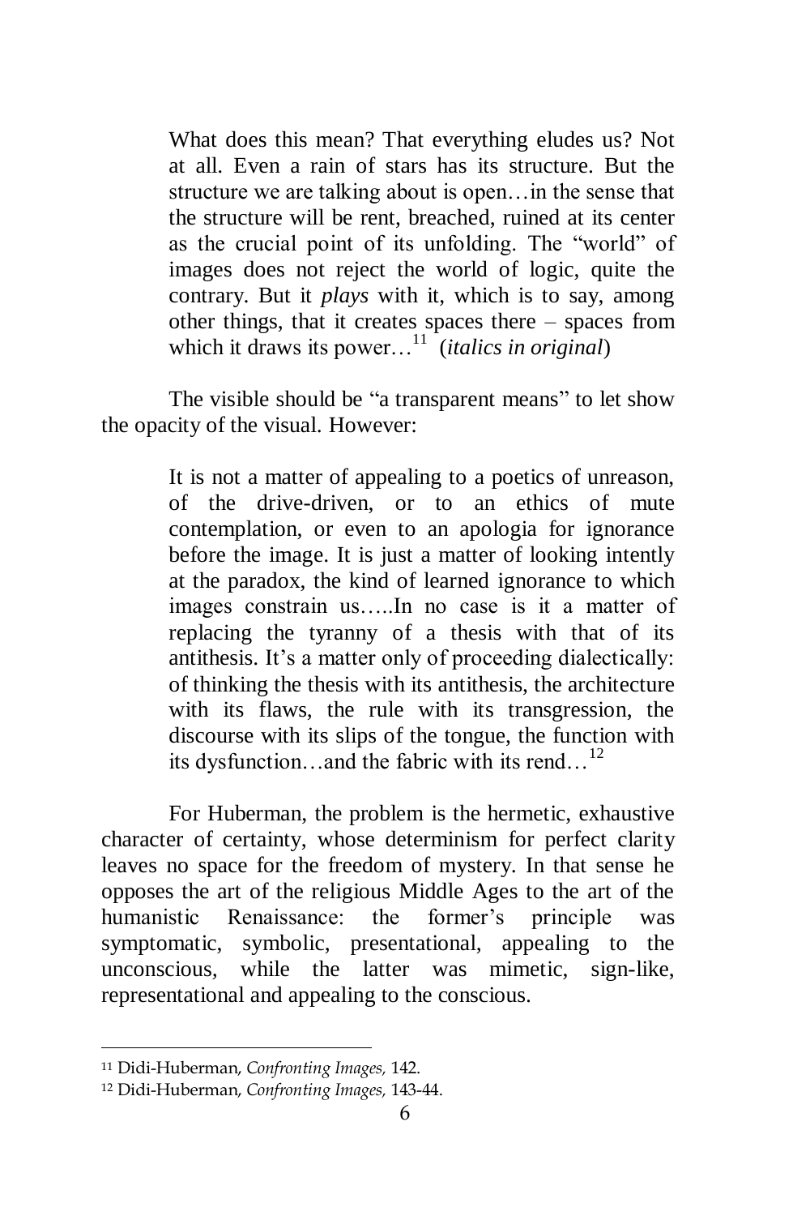> What does this mean? That everything eludes us? Not at all. Even a rain of stars has its structure. But the structure we are talking about is open…in the sense that the structure will be rent, breached, ruined at its center as the crucial point of its unfolding. The "world" of images does not reject the world of logic, quite the contrary. But it *plays* with it, which is to say, among other things, that it creates spaces there – spaces from which it draws its power…[11] (*italics in original*)

The visible should be "a transparent means" to let show the opacity of the visual. However:

> It is not a matter of appealing to a poetics of unreason, of the drive-driven, or to an ethics of mute contemplation, or even to an apologia for ignorance before the image. It is just a matter of looking intently at the paradox, the kind of learned ignorance to which images constrain us…..In no case is it a matter of replacing the tyranny of a thesis with that of its antithesis. It's a matter only of proceeding dialectically: of thinking the thesis with its antithesis, the architecture with its flaws, the rule with its transgression, the discourse with its slips of the tongue, the function with its dysfunction…and the fabric with its rend…[12]

For Huberman, the problem is the hermetic, exhaustive character of certainty, whose determinism for perfect clarity leaves no space for the freedom of mystery. In that sense he opposes the art of the religious Middle Ages to the art of the humanistic Renaissance: the former's principle was symptomatic, symbolic, presentational, appealing to the unconscious, while the latter was mimetic, sign-like, representational and appealing to the conscious.

---

[11] Didi-Huberman, *Confronting Images,* 142.

[12] Didi-Huberman, *Confronting Images,* 143-44.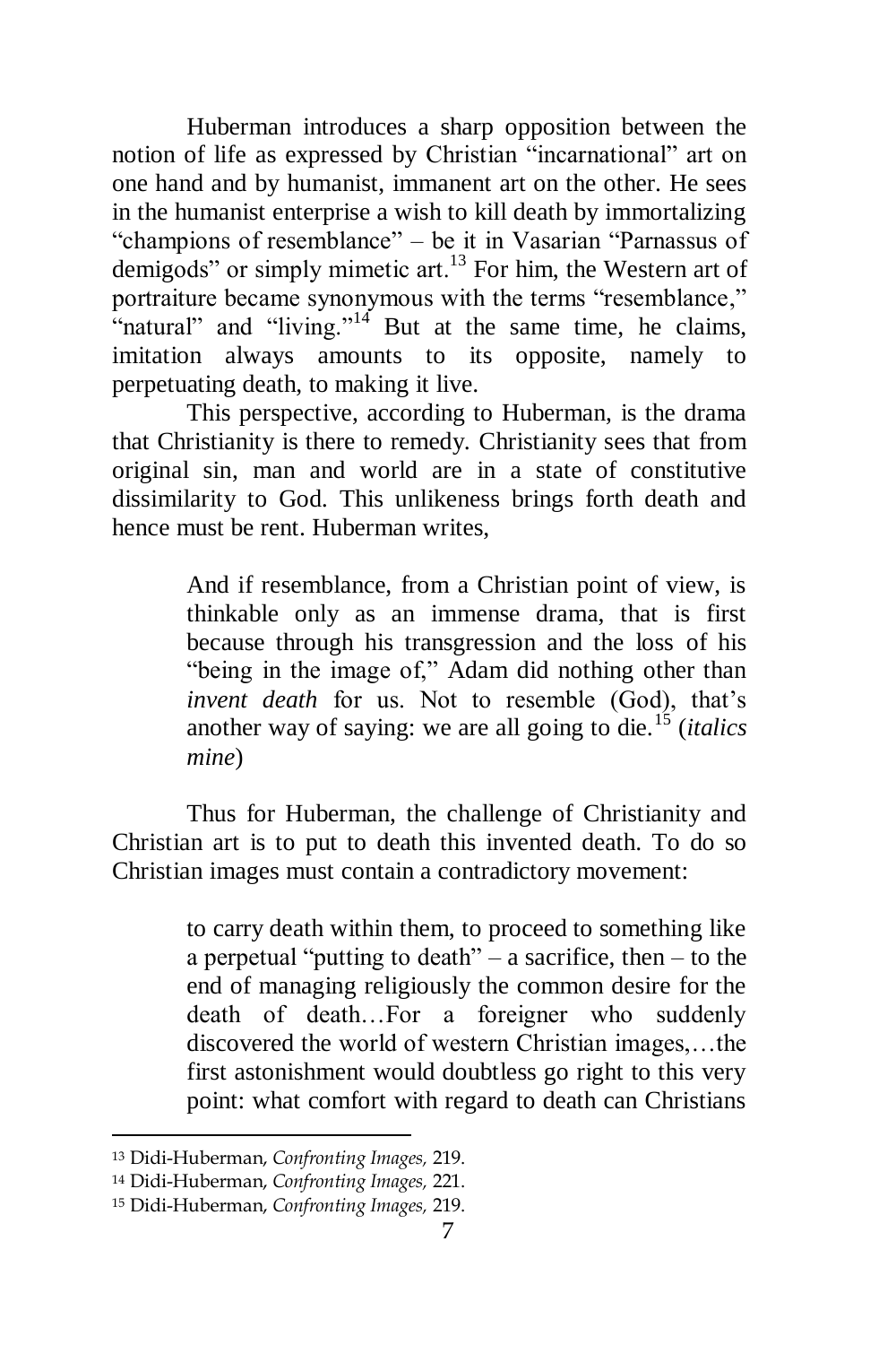Huberman introduces a sharp opposition between the notion of life as expressed by Christian "incarnational" art on one hand and by humanist, immanent art on the other. He sees in the humanist enterprise a wish to kill death by immortalizing "champions of resemblance" – be it in Vasarian "Parnassus of demigods" or simply mimetic art.[13] For him, the Western art of portraiture became synonymous with the terms "resemblance," "natural" and "living."[14] But at the same time, he claims, imitation always amounts to its opposite, namely to perpetuating death, to making it live.

This perspective, according to Huberman, is the drama that Christianity is there to remedy. Christianity sees that from original sin, man and world are in a state of constitutive dissimilarity to God. This unlikeness brings forth death and hence must be rent. Huberman writes,

> And if resemblance, from a Christian point of view, is thinkable only as an immense drama, that is first because through his transgression and the loss of his "being in the image of," Adam did nothing other than *invent death* for us. Not to resemble (God), that's another way of saying: we are all going to die.[15] (*italics mine*)

Thus for Huberman, the challenge of Christianity and Christian art is to put to death this invented death. To do so Christian images must contain a contradictory movement:

> to carry death within them, to proceed to something like a perpetual "putting to death" – a sacrifice, then – to the end of managing religiously the common desire for the death of death…For a foreigner who suddenly discovered the world of western Christian images,…the first astonishment would doubtless go right to this very point: what comfort with regard to death can Christians

[13] Didi-Huberman, *Confronting Images,* 219.

[14] Didi-Huberman, *Confronting Images,* 221.

[15] Didi-Huberman, *Confronting Images,* 219.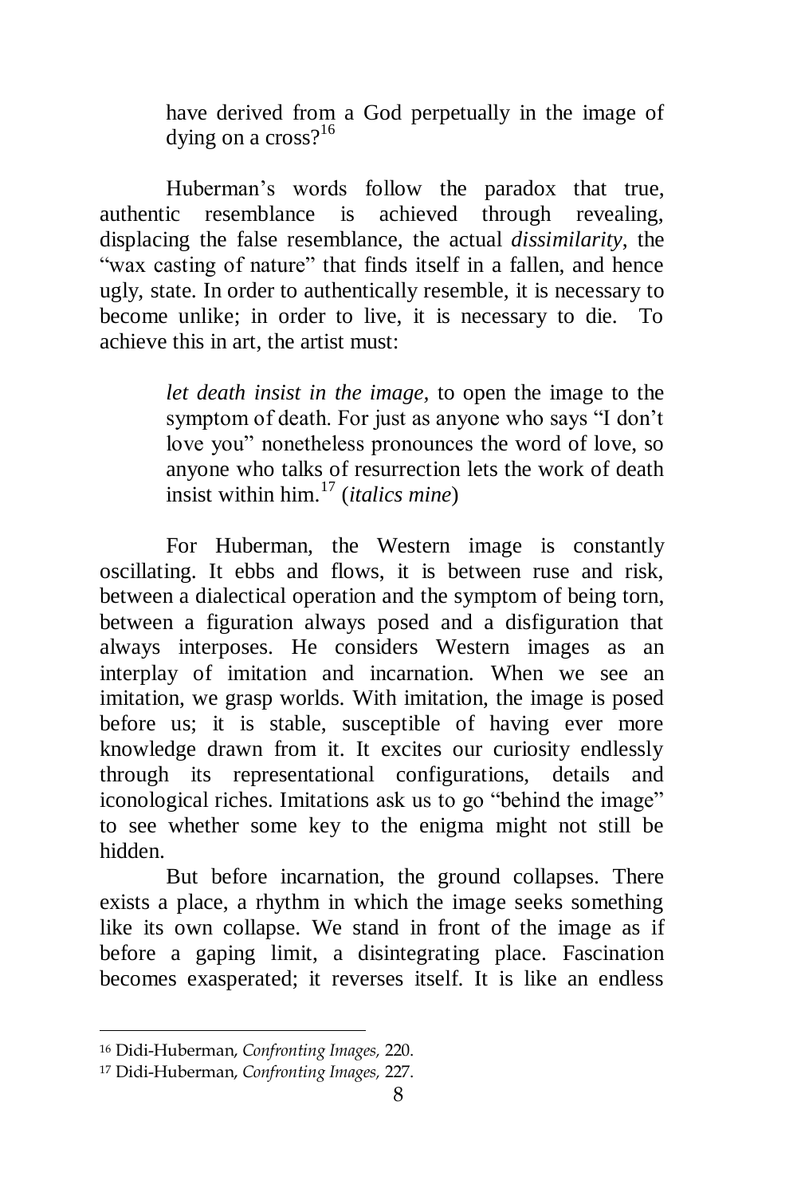> have derived from a God perpetually in the image of dying on a cross?[16]

Huberman's words follow the paradox that true, authentic resemblance is achieved through revealing, displacing the false resemblance, the actual *dissimilarity*, the "wax casting of nature" that finds itself in a fallen, and hence ugly, state. In order to authentically resemble, it is necessary to become unlike; in order to live, it is necessary to die. To achieve this in art, the artist must:

> *let death insist in the image*, to open the image to the symptom of death. For just as anyone who says "I don't love you" nonetheless pronounces the word of love, so anyone who talks of resurrection lets the work of death insist within him.[17] (*italics mine*)

For Huberman, the Western image is constantly oscillating. It ebbs and flows, it is between ruse and risk, between a dialectical operation and the symptom of being torn, between a figuration always posed and a disfiguration that always interposes. He considers Western images as an interplay of imitation and incarnation. When we see an imitation, we grasp worlds. With imitation, the image is posed before us; it is stable, susceptible of having ever more knowledge drawn from it. It excites our curiosity endlessly through its representational configurations, details and iconological riches. Imitations ask us to go "behind the image" to see whether some key to the enigma might not still be hidden.

But before incarnation, the ground collapses. There exists a place, a rhythm in which the image seeks something like its own collapse. We stand in front of the image as if before a gaping limit, a disintegrating place. Fascination becomes exasperated; it reverses itself. It is like an endless

---

[16] Didi-Huberman, *Confronting Images,* 220.

[17] Didi-Huberman, *Confronting Images,* 227.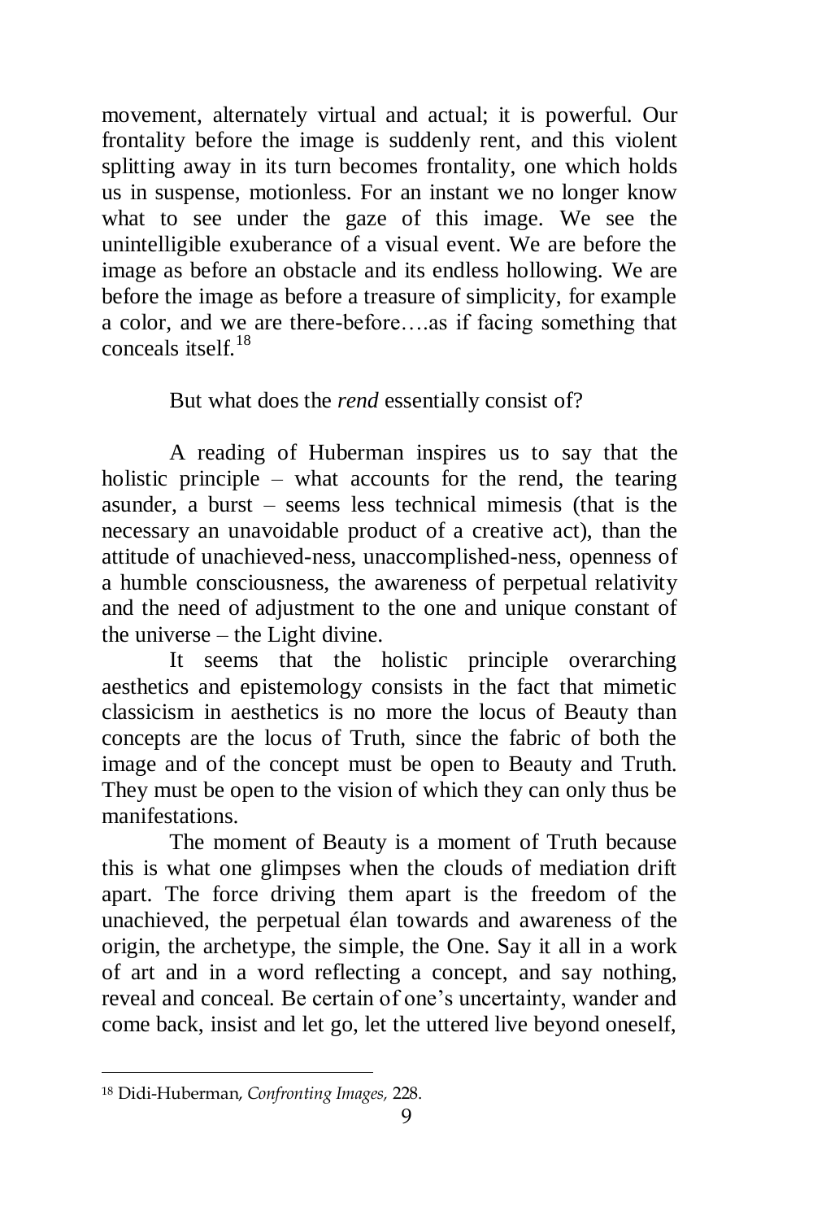movement, alternately virtual and actual; it is powerful. Our frontality before the image is suddenly rent, and this violent splitting away in its turn becomes frontality, one which holds us in suspense, motionless. For an instant we no longer know what to see under the gaze of this image. We see the unintelligible exuberance of a visual event. We are before the image as before an obstacle and its endless hollowing. We are before the image as before a treasure of simplicity, for example a color, and we are there-before….as if facing something that conceals itself.[18]

But what does the *rend* essentially consist of?

A reading of Huberman inspires us to say that the holistic principle – what accounts for the rend, the tearing asunder, a burst – seems less technical mimesis (that is the necessary an unavoidable product of a creative act), than the attitude of unachieved-ness, unaccomplished-ness, openness of a humble consciousness, the awareness of perpetual relativity and the need of adjustment to the one and unique constant of the universe – the Light divine.

It seems that the holistic principle overarching aesthetics and epistemology consists in the fact that mimetic classicism in aesthetics is no more the locus of Beauty than concepts are the locus of Truth, since the fabric of both the image and of the concept must be open to Beauty and Truth. They must be open to the vision of which they can only thus be manifestations.

The moment of Beauty is a moment of Truth because this is what one glimpses when the clouds of mediation drift apart. The force driving them apart is the freedom of the unachieved, the perpetual élan towards and awareness of the origin, the archetype, the simple, the One. Say it all in a work of art and in a word reflecting a concept, and say nothing, reveal and conceal. Be certain of one's uncertainty, wander and come back, insist and let go, let the uttered live beyond oneself,

---

[18] Didi-Huberman, *Confronting Images,* 228.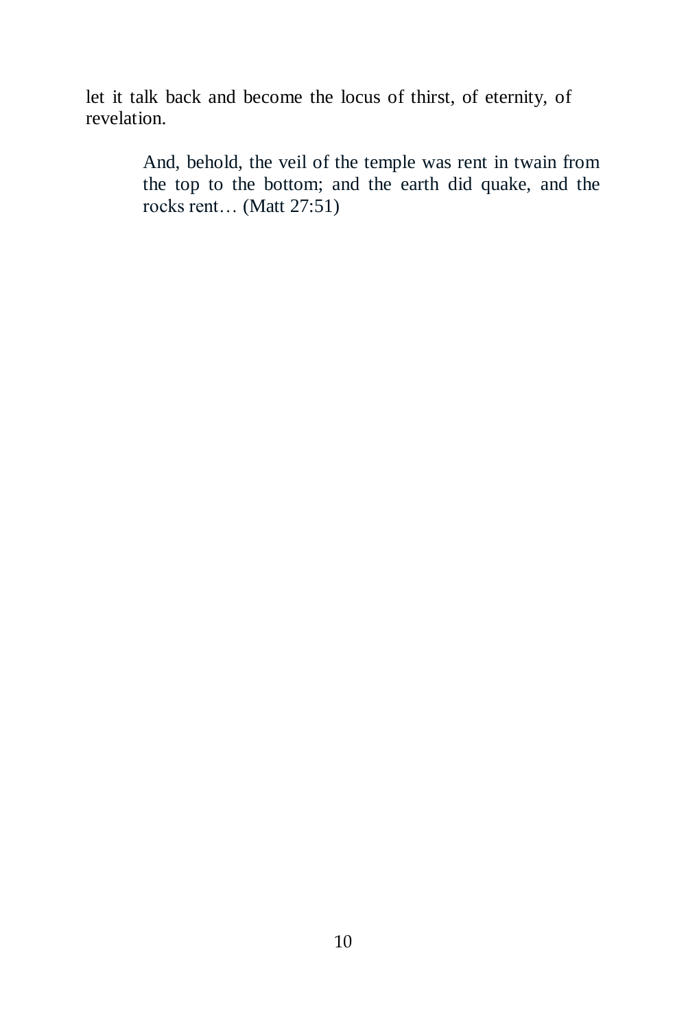let it talk back and become the locus of thirst, of eternity, of revelation.

> And, behold, the veil of the temple was rent in twain from the top to the bottom; and the earth did quake, and the rocks rent… (Matt 27:51)